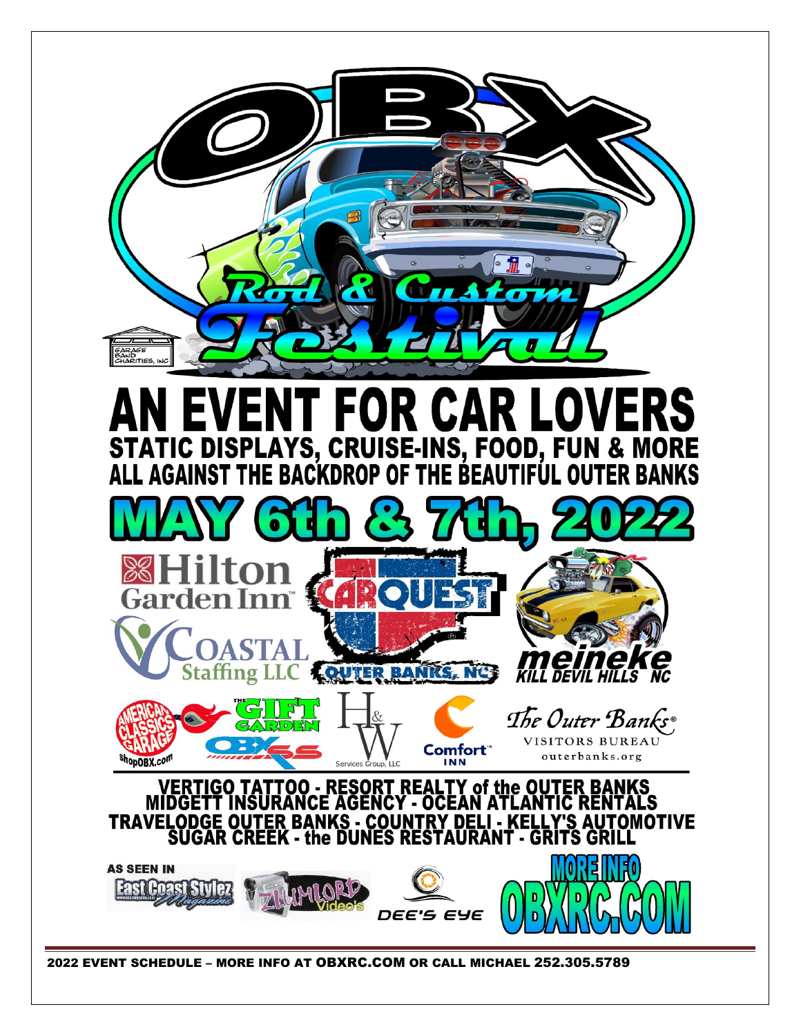# OBX Rod & Custom Festival

GARAGE BAND CHARITIES, INC

# AN EVENT FOR CAR LOVERS

## STATIC DISPLAYS, CRUISE-INS, FOOD, FUN & MORE
## ALL AGAINST THE BACKDROP OF THE BEAUTIFUL OUTER BANKS

# MAY 6th & 7th, 2022

Hilton Garden Inn

CARQUEST OUTER BANKS, NC

meineke KILL DEVIL HILLS NC

COASTAL Staffing LLC

AMERICAN CLASSICS GARAGE ShopOBX.com

THE GIFT GARDEN

OBX SS

H&W Services Group, LLC

Comfort INN

The Outer Banks® VISITORS BUREAU outerbanks.org

**VERTIGO TATTOO - RESORT REALTY of the OUTER BANKS**
**MIDGETT INSURANCE AGENCY - OCEAN ATLANTIC RENTALS**
**TRAVELODGE OUTER BANKS - COUNTRY DELI - KELLY'S AUTOMOTIVE**
**SUGAR CREEK - the DUNES RESTAURANT - GRITS GRILL**

AS SEEN IN

East Coast Stylez Magazine

ZLUMLORD Video's

DEE'S EYE

MORE INFO OBXRC.COM

**2022 EVENT SCHEDULE – MORE INFO AT OBXRC.COM OR CALL MICHAEL 252.305.5789**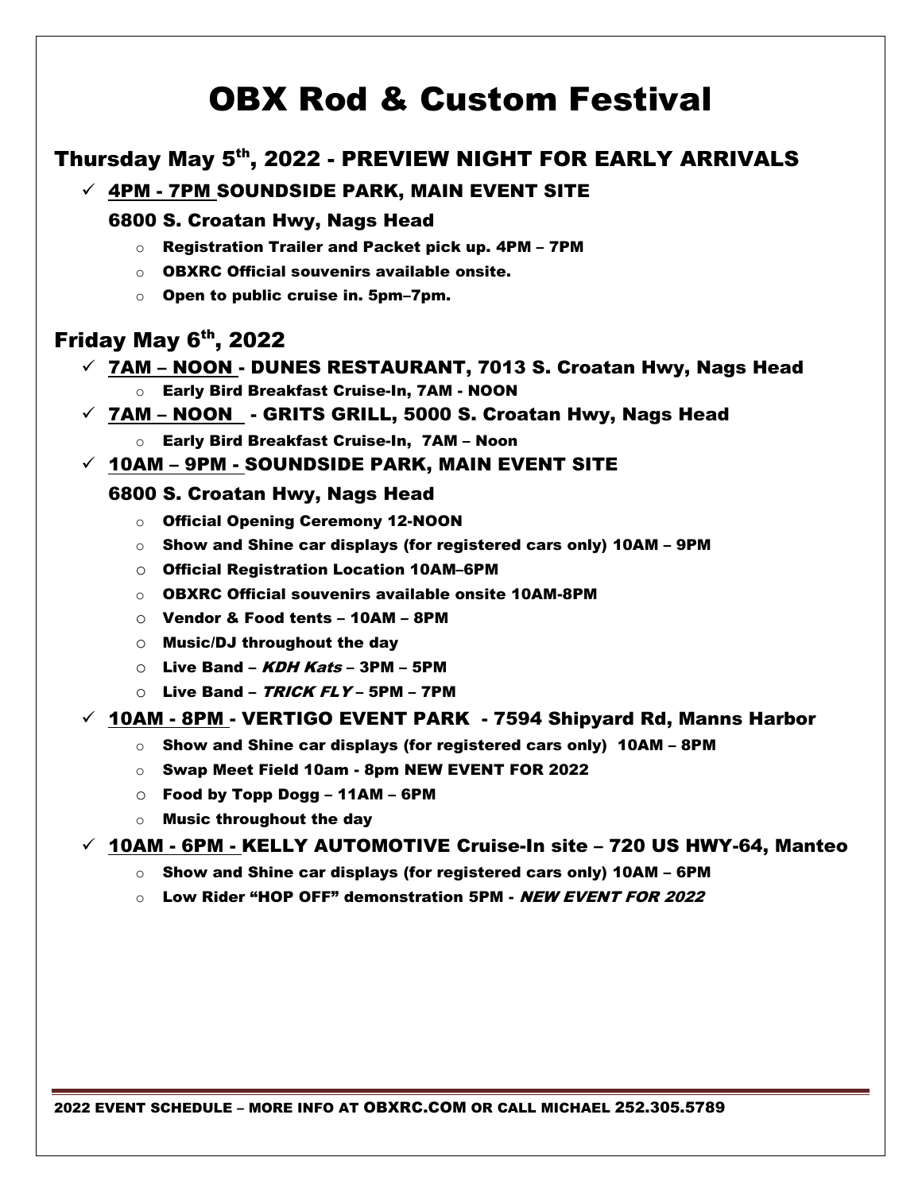# OBX Rod & Custom Festival

## Thursday May 5th, 2022 - PREVIEW NIGHT FOR EARLY ARRIVALS

- ✓ 4PM - 7PM SOUNDSIDE PARK, MAIN EVENT SITE

  **6800 S. Croatan Hwy, Nags Head**

  - Registration Trailer and Packet pick up. 4PM – 7PM
  - OBXRC Official souvenirs available onsite.
  - Open to public cruise in. 5pm–7pm.

## Friday May 6th, 2022

- ✓ 7AM – NOON - DUNES RESTAURANT, 7013 S. Croatan Hwy, Nags Head
  - Early Bird Breakfast Cruise-In, 7AM - NOON
- ✓ 7AM – NOON - GRITS GRILL, 5000 S. Croatan Hwy, Nags Head
  - Early Bird Breakfast Cruise-In, 7AM – Noon
- ✓ 10AM – 9PM - SOUNDSIDE PARK, MAIN EVENT SITE

  **6800 S. Croatan Hwy, Nags Head**

  - Official Opening Ceremony 12-NOON
  - Show and Shine car displays (for registered cars only) 10AM – 9PM
  - Official Registration Location 10AM–6PM
  - OBXRC Official souvenirs available onsite 10AM-8PM
  - Vendor & Food tents – 10AM – 8PM
  - Music/DJ throughout the day
  - Live Band – *KDH Kats* – 3PM – 5PM
  - Live Band – *TRICK FLY* – 5PM – 7PM
- ✓ 10AM - 8PM - VERTIGO EVENT PARK - 7594 Shipyard Rd, Manns Harbor
  - Show and Shine car displays (for registered cars only) 10AM – 8PM
  - Swap Meet Field 10am - 8pm NEW EVENT FOR 2022
  - Food by Topp Dogg – 11AM – 6PM
  - Music throughout the day
- ✓ 10AM - 6PM - KELLY AUTOMOTIVE Cruise-In site – 720 US HWY-64, Manteo
  - Show and Shine car displays (for registered cars only) 10AM – 6PM
  - Low Rider "HOP OFF" demonstration 5PM - *NEW EVENT FOR 2022*

2022 EVENT SCHEDULE – MORE INFO AT OBXRC.COM OR CALL MICHAEL 252.305.5789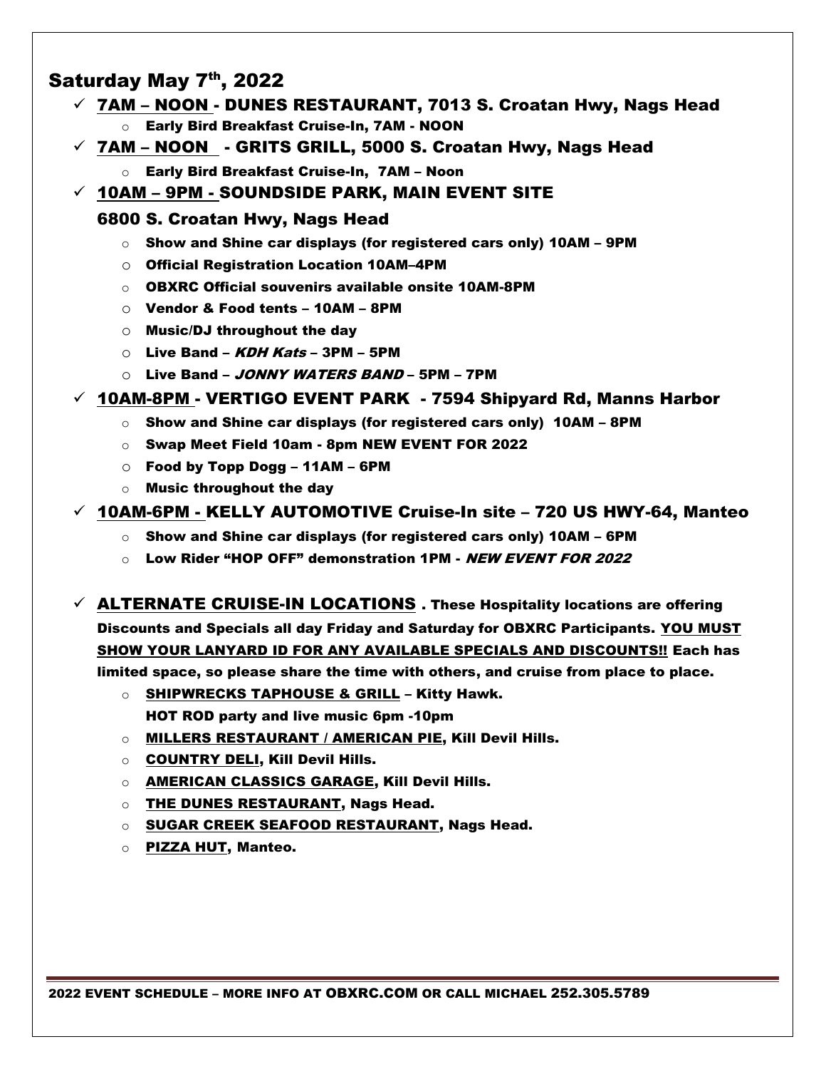## Saturday May 7th, 2022

- ✓ <u>7AM – NOON</u> - DUNES RESTAURANT, 7013 S. Croatan Hwy, Nags Head
  - Early Bird Breakfast Cruise-In, 7AM - NOON
- ✓ <u>7AM – NOON</u> - GRITS GRILL, 5000 S. Croatan Hwy, Nags Head
  - Early Bird Breakfast Cruise-In, 7AM – Noon
- ✓ <u>10AM – 9PM</u> - SOUNDSIDE PARK, MAIN EVENT SITE
  6800 S. Croatan Hwy, Nags Head
  - Show and Shine car displays (for registered cars only) 10AM – 9PM
  - Official Registration Location 10AM–4PM
  - OBXRC Official souvenirs available onsite 10AM-8PM
  - Vendor & Food tents – 10AM – 8PM
  - Music/DJ throughout the day
  - Live Band – *KDH Kats* – 3PM – 5PM
  - Live Band – *JONNY WATERS BAND* – 5PM – 7PM
- ✓ <u>10AM-8PM</u> - VERTIGO EVENT PARK - 7594 Shipyard Rd, Manns Harbor
  - Show and Shine car displays (for registered cars only) 10AM – 8PM
  - Swap Meet Field 10am - 8pm NEW EVENT FOR 2022
  - Food by Topp Dogg – 11AM – 6PM
  - Music throughout the day
- ✓ <u>10AM-6PM</u> - KELLY AUTOMOTIVE Cruise-In site – 720 US HWY-64, Manteo
  - Show and Shine car displays (for registered cars only) 10AM – 6PM
  - Low Rider "HOP OFF" demonstration 1PM - *NEW EVENT FOR 2022*
- ✓ <u>ALTERNATE CRUISE-IN LOCATIONS</u> . These Hospitality locations are offering Discounts and Specials all day Friday and Saturday for OBXRC Participants. <u>YOU MUST SHOW YOUR LANYARD ID FOR ANY AVAILABLE SPECIALS AND DISCOUNTS!!</u> Each has limited space, so please share the time with others, and cruise from place to place.
  - <u>SHIPWRECKS TAPHOUSE & GRILL</u> – Kitty Hawk.
    HOT ROD party and live music 6pm -10pm
  - <u>MILLERS RESTAURANT / AMERICAN PIE</u>, Kill Devil Hills.
  - <u>COUNTRY DELI</u>, Kill Devil Hills.
  - <u>AMERICAN CLASSICS GARAGE</u>, Kill Devil Hills.
  - <u>THE DUNES RESTAURANT</u>, Nags Head.
  - <u>SUGAR CREEK SEAFOOD RESTAURANT</u>, Nags Head.
  - <u>PIZZA HUT</u>, Manteo.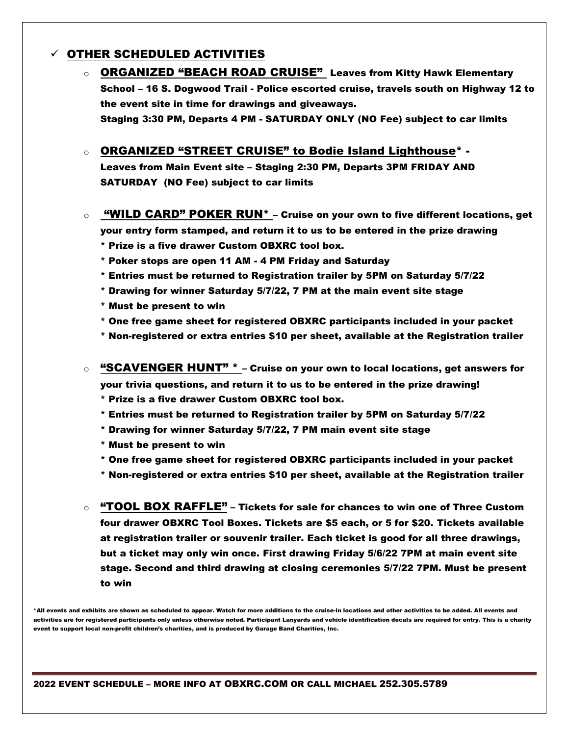## ✓ OTHER SCHEDULED ACTIVITIES

- **ORGANIZED "BEACH ROAD CRUISE"** **Leaves from Kitty Hawk Elementary School – 16 S. Dogwood Trail - Police escorted cruise, travels south on Highway 12 to the event site in time for drawings and giveaways.**
  **Staging 3:30 PM, Departs 4 PM - SATURDAY ONLY (NO Fee) subject to car limits**

- **ORGANIZED "STREET CRUISE" to Bodie Island Lighthouse\* -**
  **Leaves from Main Event site – Staging 2:30 PM, Departs 3PM FRIDAY AND SATURDAY (NO Fee) subject to car limits**

- **"WILD CARD" POKER RUN\*** **– Cruise on your own to five different locations, get your entry form stamped, and return it to us to be entered in the prize drawing**
  - **Prize is a five drawer Custom OBXRC tool box.**
  - **Poker stops are open 11 AM - 4 PM Friday and Saturday**
  - **Entries must be returned to Registration trailer by 5PM on Saturday 5/7/22**
  - **Drawing for winner Saturday 5/7/22, 7 PM at the main event site stage**
  - **Must be present to win**
  - **One free game sheet for registered OBXRC participants included in your packet**
  - **Non-registered or extra entries $10 per sheet, available at the Registration trailer**

- **"SCAVENGER HUNT" \*** **– Cruise on your own to local locations, get answers for your trivia questions, and return it to us to be entered in the prize drawing!**
  - **Prize is a five drawer Custom OBXRC tool box.**
  - **Entries must be returned to Registration trailer by 5PM on Saturday 5/7/22**
  - **Drawing for winner Saturday 5/7/22, 7 PM main event site stage**
  - **Must be present to win**
  - **One free game sheet for registered OBXRC participants included in your packet**
  - **Non-registered or extra entries $10 per sheet, available at the Registration trailer**

- **"TOOL BOX RAFFLE"** **– Tickets for sale for chances to win one of Three Custom four drawer OBXRC Tool Boxes. Tickets are $5 each, or 5 for $20. Tickets available at registration trailer or souvenir trailer. Each ticket is good for all three drawings, but a ticket may only win once. First drawing Friday 5/6/22 7PM at main event site stage. Second and third drawing at closing ceremonies 5/7/22 7PM. Must be present to win**

\*All events and exhibits are shown as scheduled to appear. Watch for more additions to the cruise-in locations and other activities to be added. All events and activities are for registered participants only unless otherwise noted. Participant Lanyards and vehicle identification decals are required for entry. This is a charity event to support local non-profit children's charities, and is produced by Garage Band Charities, Inc.

2022 EVENT SCHEDULE – MORE INFO AT OBXRC.COM OR CALL MICHAEL 252.305.5789